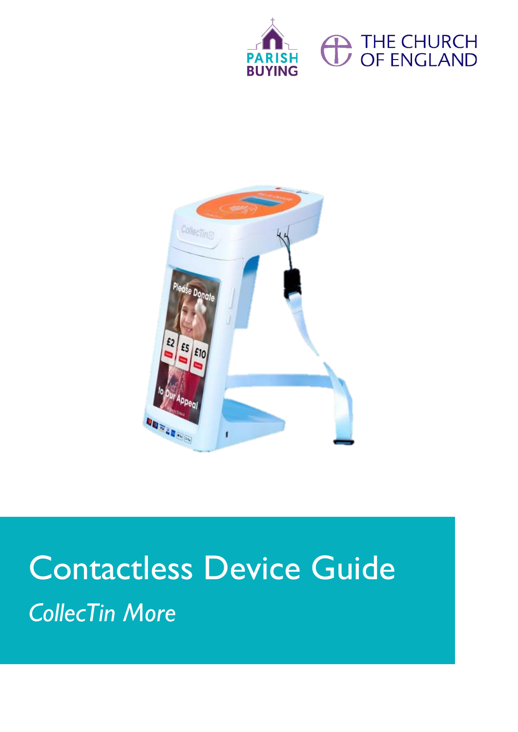PARISH BUYING

THE CHURCH OF ENGLAND

# Contactless Device Guide

*CollecTin More*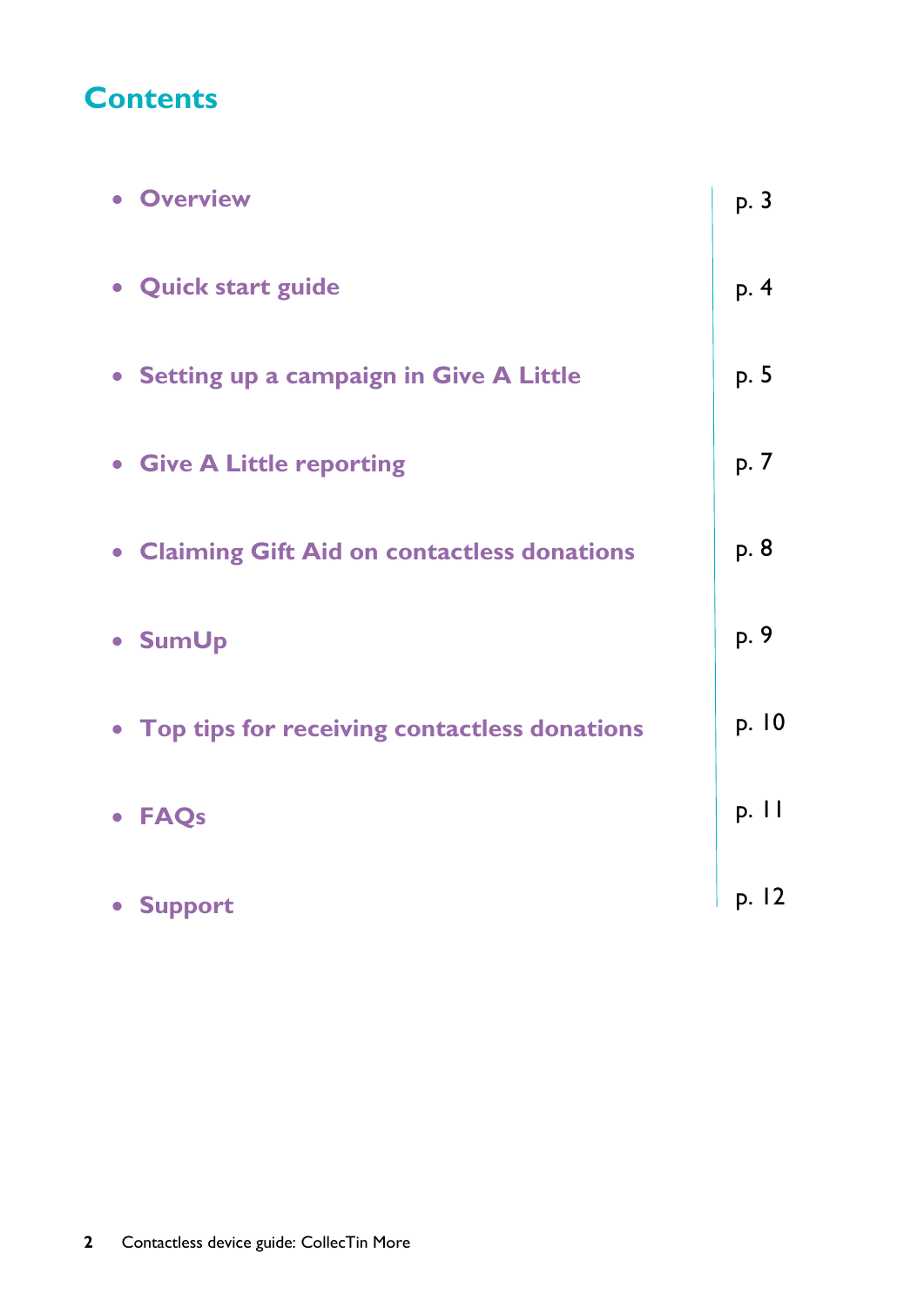# Contents

| | |
|---|---|
| Overview | p. 3 |
| Quick start guide | p. 4 |
| Setting up a campaign in Give A Little | p. 5 |
| Give A Little reporting | p. 7 |
| Claiming Gift Aid on contactless donations | p. 8 |
| SumUp | p. 9 |
| Top tips for receiving contactless donations | p. 10 |
| FAQs | p. 11 |
| Support | p. 12 |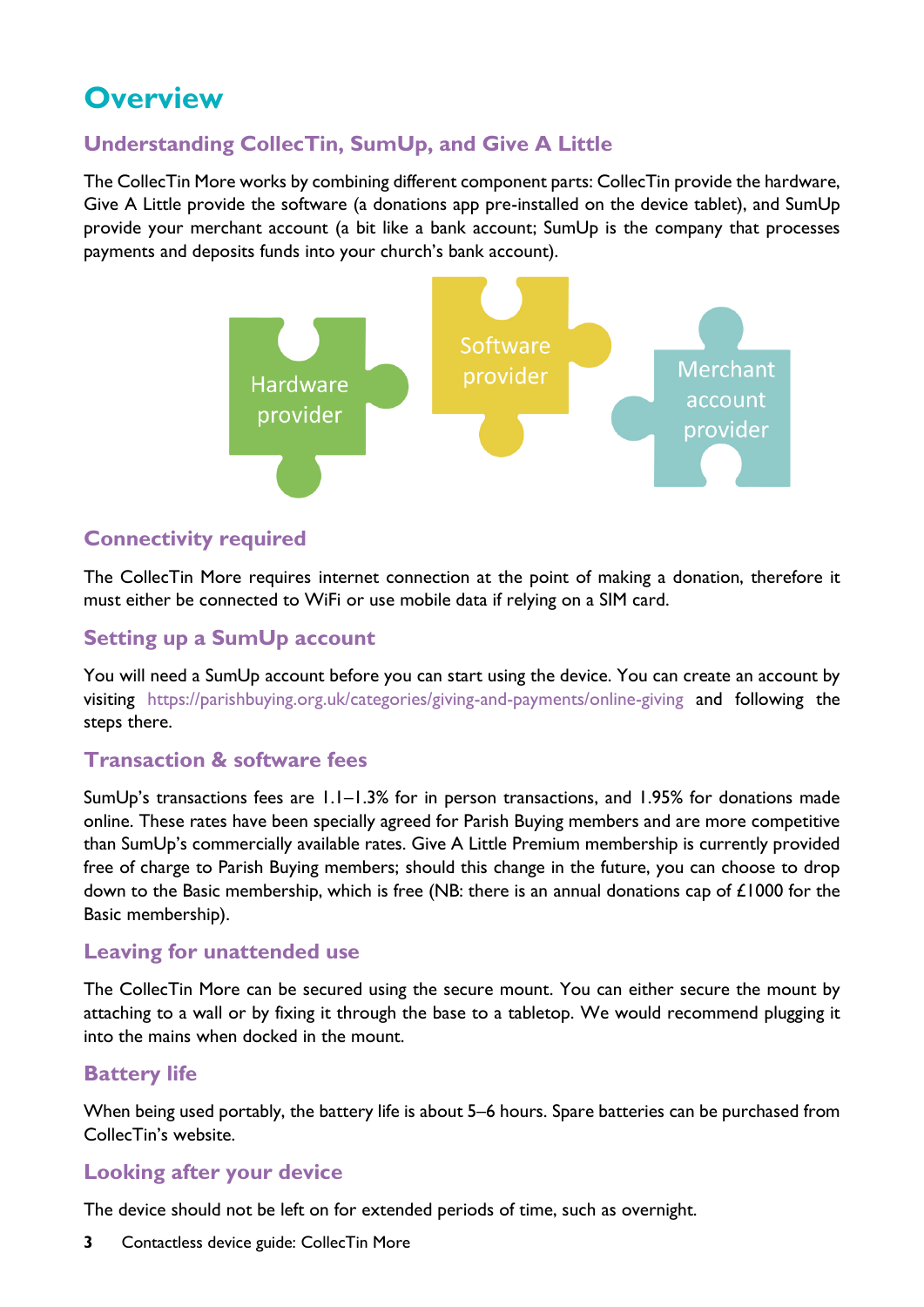# Overview

## Understanding CollecTin, SumUp, and Give A Little

The CollecTin More works by combining different component parts: CollecTin provide the hardware, Give A Little provide the software (a donations app pre-installed on the device tablet), and SumUp provide your merchant account (a bit like a bank account; SumUp is the company that processes payments and deposits funds into your church's bank account).

Hardware provider

Software provider

Merchant account provider

## Connectivity required

The CollecTin More requires internet connection at the point of making a donation, therefore it must either be connected to WiFi or use mobile data if relying on a SIM card.

## Setting up a SumUp account

You will need a SumUp account before you can start using the device. You can create an account by visiting https://parishbuying.org.uk/categories/giving-and-payments/online-giving and following the steps there.

## Transaction & software fees

SumUp's transactions fees are 1.1–1.3% for in person transactions, and 1.95% for donations made online. These rates have been specially agreed for Parish Buying members and are more competitive than SumUp's commercially available rates. Give A Little Premium membership is currently provided free of charge to Parish Buying members; should this change in the future, you can choose to drop down to the Basic membership, which is free (NB: there is an annual donations cap of £1000 for the Basic membership).

## Leaving for unattended use

The CollecTin More can be secured using the secure mount. You can either secure the mount by attaching to a wall or by fixing it through the base to a tabletop. We would recommend plugging it into the mains when docked in the mount.

## Battery life

When being used portably, the battery life is about 5–6 hours. Spare batteries can be purchased from CollecTin's website.

## Looking after your device

The device should not be left on for extended periods of time, such as overnight.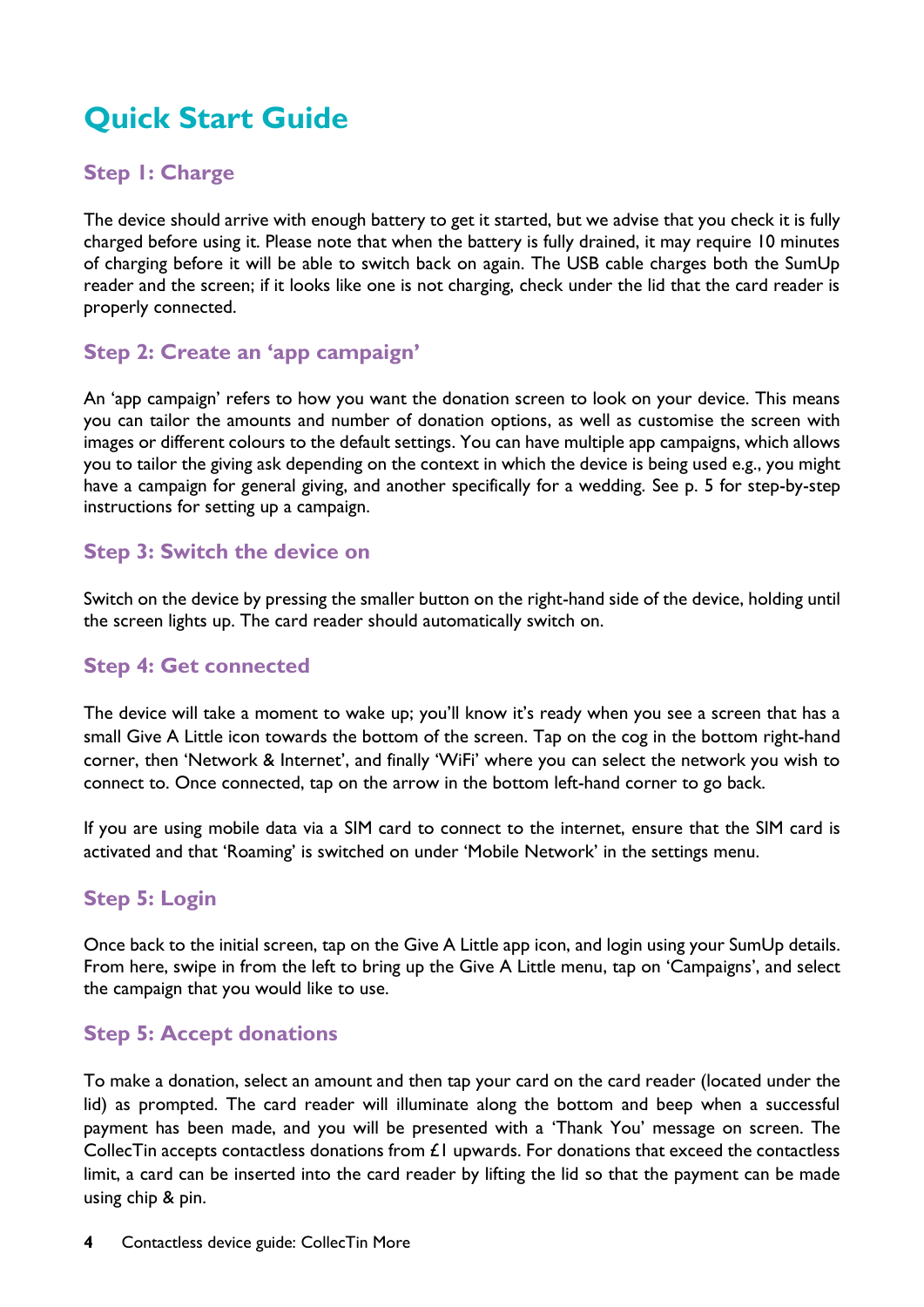# Quick Start Guide

## Step 1: Charge

The device should arrive with enough battery to get it started, but we advise that you check it is fully charged before using it. Please note that when the battery is fully drained, it may require 10 minutes of charging before it will be able to switch back on again. The USB cable charges both the SumUp reader and the screen; if it looks like one is not charging, check under the lid that the card reader is properly connected.

## Step 2: Create an 'app campaign'

An 'app campaign' refers to how you want the donation screen to look on your device. This means you can tailor the amounts and number of donation options, as well as customise the screen with images or different colours to the default settings. You can have multiple app campaigns, which allows you to tailor the giving ask depending on the context in which the device is being used e.g., you might have a campaign for general giving, and another specifically for a wedding. See p. 5 for step-by-step instructions for setting up a campaign.

## Step 3: Switch the device on

Switch on the device by pressing the smaller button on the right-hand side of the device, holding until the screen lights up. The card reader should automatically switch on.

## Step 4: Get connected

The device will take a moment to wake up; you'll know it's ready when you see a screen that has a small Give A Little icon towards the bottom of the screen. Tap on the cog in the bottom right-hand corner, then 'Network & Internet', and finally 'WiFi' where you can select the network you wish to connect to. Once connected, tap on the arrow in the bottom left-hand corner to go back.

If you are using mobile data via a SIM card to connect to the internet, ensure that the SIM card is activated and that 'Roaming' is switched on under 'Mobile Network' in the settings menu.

## Step 5: Login

Once back to the initial screen, tap on the Give A Little app icon, and login using your SumUp details. From here, swipe in from the left to bring up the Give A Little menu, tap on 'Campaigns', and select the campaign that you would like to use.

## Step 5: Accept donations

To make a donation, select an amount and then tap your card on the card reader (located under the lid) as prompted. The card reader will illuminate along the bottom and beep when a successful payment has been made, and you will be presented with a 'Thank You' message on screen. The CollecTin accepts contactless donations from £1 upwards. For donations that exceed the contactless limit, a card can be inserted into the card reader by lifting the lid so that the payment can be made using chip & pin.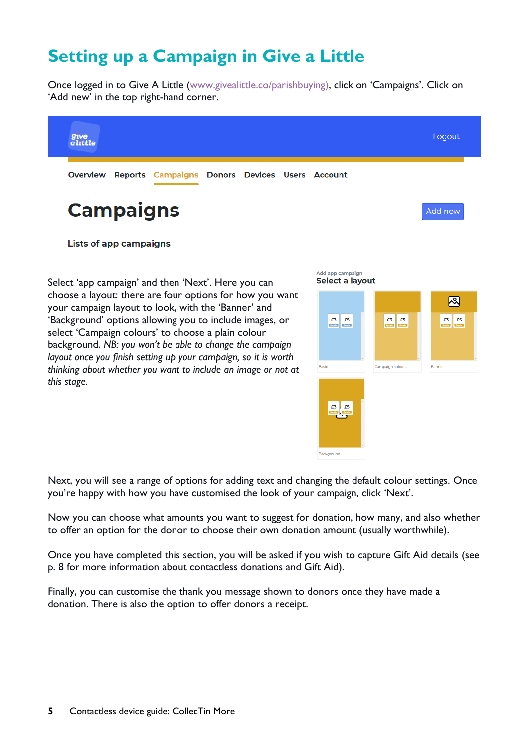# Setting up a Campaign in Give a Little

Once logged in to Give A Little (www.givealittle.co/parishbuying), click on 'Campaigns'. Click on 'Add new' in the top right-hand corner.

Select 'app campaign' and then 'Next'. Here you can choose a layout: there are four options for how you want your campaign layout to look, with the 'Banner' and 'Background' options allowing you to include images, or select 'Campaign colours' to choose a plain colour background. *NB: you won't be able to change the campaign layout once you finish setting up your campaign, so it is worth thinking about whether you want to include an image or not at this stage.*

Next, you will see a range of options for adding text and changing the default colour settings. Once you're happy with how you have customised the look of your campaign, click 'Next'.

Now you can choose what amounts you want to suggest for donation, how many, and also whether to offer an option for the donor to choose their own donation amount (usually worthwhile).

Once you have completed this section, you will be asked if you wish to capture Gift Aid details (see p. 8 for more information about contactless donations and Gift Aid).

Finally, you can customise the thank you message shown to donors once they have made a donation. There is also the option to offer donors a receipt.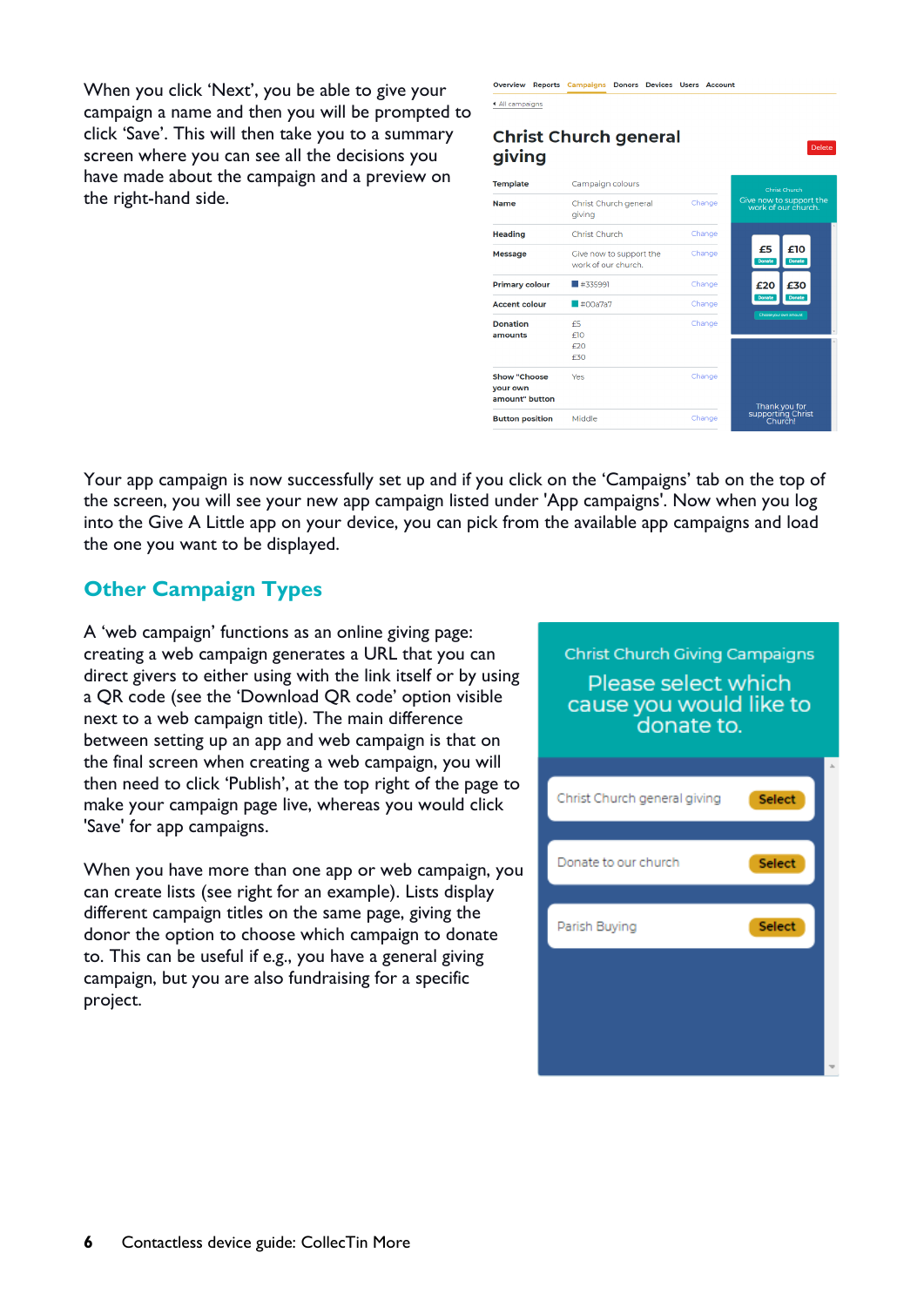When you click 'Next', you be able to give your campaign a name and then you will be prompted to click 'Save'. This will then take you to a summary screen where you can see all the decisions you have made about the campaign and a preview on the right-hand side.

Your app campaign is now successfully set up and if you click on the 'Campaigns' tab on the top of the screen, you will see your new app campaign listed under 'App campaigns'. Now when you log into the Give A Little app on your device, you can pick from the available app campaigns and load the one you want to be displayed.

## Other Campaign Types

A 'web campaign' functions as an online giving page: creating a web campaign generates a URL that you can direct givers to either using with the link itself or by using a QR code (see the 'Download QR code' option visible next to a web campaign title). The main difference between setting up an app and web campaign is that on the final screen when creating a web campaign, you will then need to click 'Publish', at the top right of the page to make your campaign page live, whereas you would click 'Save' for app campaigns.

When you have more than one app or web campaign, you can create lists (see right for an example). Lists display different campaign titles on the same page, giving the donor the option to choose which campaign to donate to. This can be useful if e.g., you have a general giving campaign, but you are also fundraising for a specific project.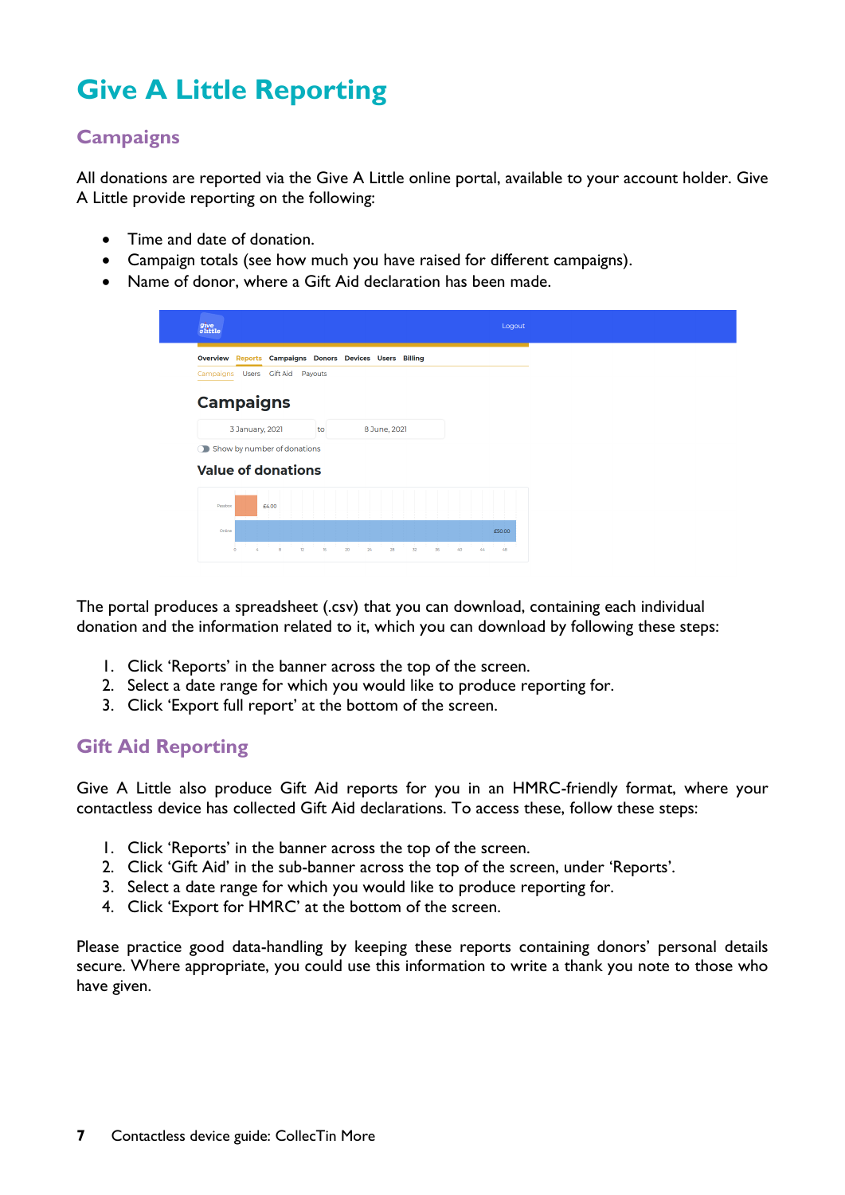# Give A Little Reporting

## Campaigns

All donations are reported via the Give A Little online portal, available to your account holder. Give A Little provide reporting on the following:

- Time and date of donation.
- Campaign totals (see how much you have raised for different campaigns).
- Name of donor, where a Gift Aid declaration has been made.

The portal produces a spreadsheet (.csv) that you can download, containing each individual donation and the information related to it, which you can download by following these steps:

1. Click 'Reports' in the banner across the top of the screen.
2. Select a date range for which you would like to produce reporting for.
3. Click 'Export full report' at the bottom of the screen.

## Gift Aid Reporting

Give A Little also produce Gift Aid reports for you in an HMRC-friendly format, where your contactless device has collected Gift Aid declarations. To access these, follow these steps:

1. Click 'Reports' in the banner across the top of the screen.
2. Click 'Gift Aid' in the sub-banner across the top of the screen, under 'Reports'.
3. Select a date range for which you would like to produce reporting for.
4. Click 'Export for HMRC' at the bottom of the screen.

Please practice good data-handling by keeping these reports containing donors' personal details secure. Where appropriate, you could use this information to write a thank you note to those who have given.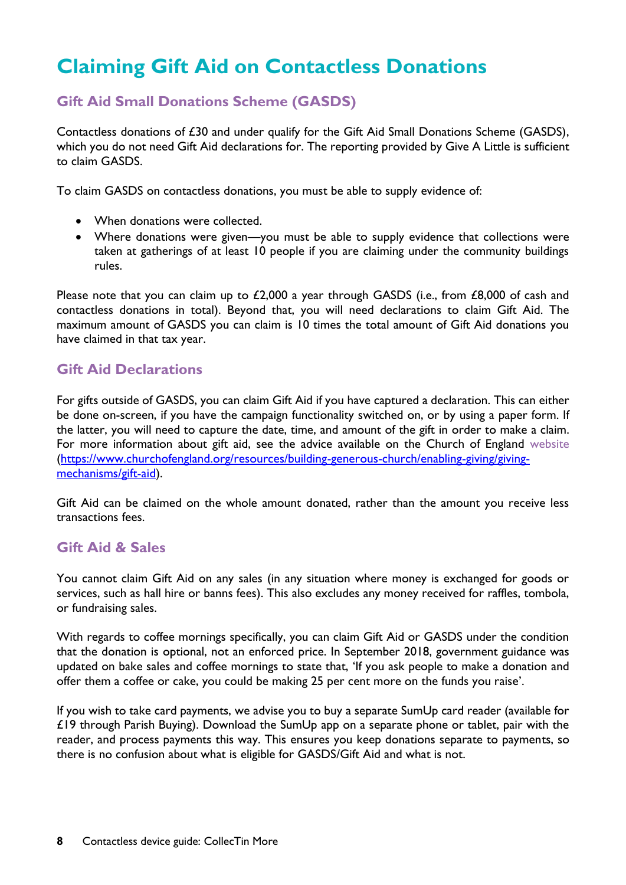# Claiming Gift Aid on Contactless Donations

## Gift Aid Small Donations Scheme (GASDS)

Contactless donations of £30 and under qualify for the Gift Aid Small Donations Scheme (GASDS), which you do not need Gift Aid declarations for. The reporting provided by Give A Little is sufficient to claim GASDS.

To claim GASDS on contactless donations, you must be able to supply evidence of:

- When donations were collected.
- Where donations were given—you must be able to supply evidence that collections were taken at gatherings of at least 10 people if you are claiming under the community buildings rules.

Please note that you can claim up to £2,000 a year through GASDS (i.e., from £8,000 of cash and contactless donations in total). Beyond that, you will need declarations to claim Gift Aid. The maximum amount of GASDS you can claim is 10 times the total amount of Gift Aid donations you have claimed in that tax year.

## Gift Aid Declarations

For gifts outside of GASDS, you can claim Gift Aid if you have captured a declaration. This can either be done on-screen, if you have the campaign functionality switched on, or by using a paper form. If the latter, you will need to capture the date, time, and amount of the gift in order to make a claim. For more information about gift aid, see the advice available on the Church of England website (https://www.churchofengland.org/resources/building-generous-church/enabling-giving/giving-mechanisms/gift-aid).

Gift Aid can be claimed on the whole amount donated, rather than the amount you receive less transactions fees.

## Gift Aid & Sales

You cannot claim Gift Aid on any sales (in any situation where money is exchanged for goods or services, such as hall hire or banns fees). This also excludes any money received for raffles, tombola, or fundraising sales.

With regards to coffee mornings specifically, you can claim Gift Aid or GASDS under the condition that the donation is optional, not an enforced price. In September 2018, government guidance was updated on bake sales and coffee mornings to state that, 'If you ask people to make a donation and offer them a coffee or cake, you could be making 25 per cent more on the funds you raise'.

If you wish to take card payments, we advise you to buy a separate SumUp card reader (available for £19 through Parish Buying). Download the SumUp app on a separate phone or tablet, pair with the reader, and process payments this way. This ensures you keep donations separate to payments, so there is no confusion about what is eligible for GASDS/Gift Aid and what is not.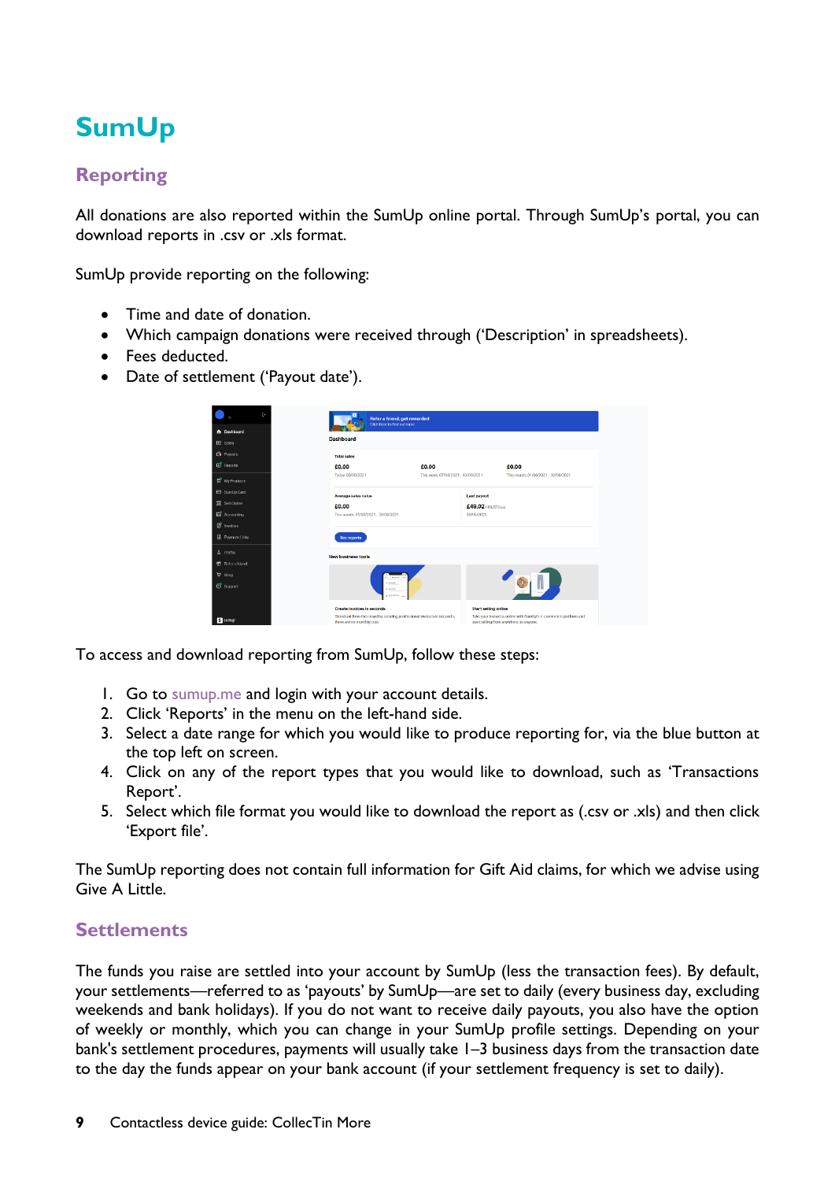# SumUp

## Reporting

All donations are also reported within the SumUp online portal. Through SumUp's portal, you can download reports in .csv or .xls format.

SumUp provide reporting on the following:

- Time and date of donation.
- Which campaign donations were received through ('Description' in spreadsheets).
- Fees deducted.
- Date of settlement ('Payout date').

To access and download reporting from SumUp, follow these steps:

1. Go to sumup.me and login with your account details.
2. Click 'Reports' in the menu on the left-hand side.
3. Select a date range for which you would like to produce reporting for, via the blue button at the top left on screen.
4. Click on any of the report types that you would like to download, such as 'Transactions Report'.
5. Select which file format you would like to download the report as (.csv or .xls) and then click 'Export file'.

The SumUp reporting does not contain full information for Gift Aid claims, for which we advise using Give A Little.

## Settlements

The funds you raise are settled into your account by SumUp (less the transaction fees). By default, your settlements—referred to as 'payouts' by SumUp—are set to daily (every business day, excluding weekends and bank holidays). If you do not want to receive daily payouts, you also have the option of weekly or monthly, which you can change in your SumUp profile settings. Depending on your bank's settlement procedures, payments will usually take 1–3 business days from the transaction date to the day the funds appear on your bank account (if your settlement frequency is set to daily).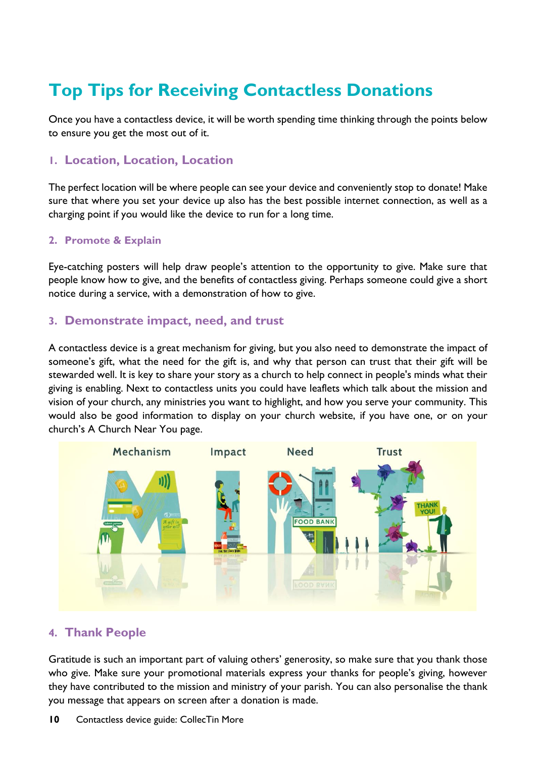# Top Tips for Receiving Contactless Donations

Once you have a contactless device, it will be worth spending time thinking through the points below to ensure you get the most out of it.

## 1. Location, Location, Location

The perfect location will be where people can see your device and conveniently stop to donate! Make sure that where you set your device up also has the best possible internet connection, as well as a charging point if you would like the device to run for a long time.

## 2. Promote & Explain

Eye-catching posters will help draw people's attention to the opportunity to give. Make sure that people know how to give, and the benefits of contactless giving. Perhaps someone could give a short notice during a service, with a demonstration of how to give.

## 3. Demonstrate impact, need, and trust

A contactless device is a great mechanism for giving, but you also need to demonstrate the impact of someone's gift, what the need for the gift is, and why that person can trust that their gift will be stewarded well. It is key to share your story as a church to help connect in people's minds what their giving is enabling. Next to contactless units you could have leaflets which talk about the mission and vision of your church, any ministries you want to highlight, and how you serve your community. This would also be good information to display on your church website, if you have one, or on your church's A Church Near You page.

## 4. Thank People

Gratitude is such an important part of valuing others' generosity, so make sure that you thank those who give. Make sure your promotional materials express your thanks for people's giving, however they have contributed to the mission and ministry of your parish. You can also personalise the thank you message that appears on screen after a donation is made.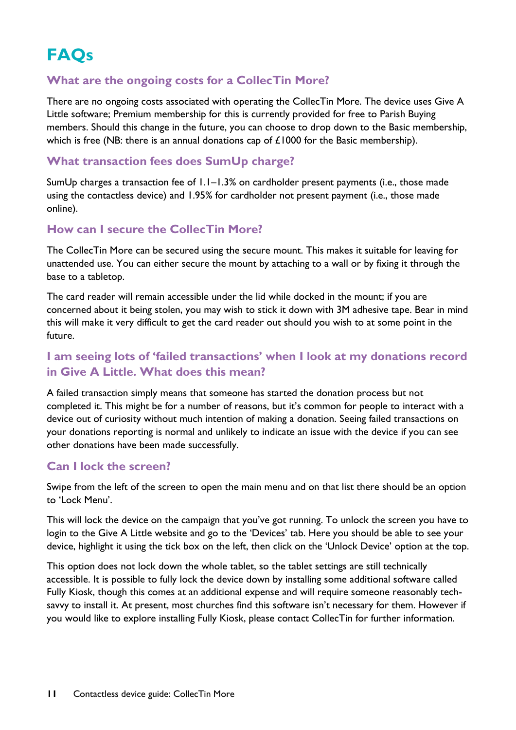# FAQs

## What are the ongoing costs for a CollecTin More?

There are no ongoing costs associated with operating the CollecTin More. The device uses Give A Little software; Premium membership for this is currently provided for free to Parish Buying members. Should this change in the future, you can choose to drop down to the Basic membership, which is free (NB: there is an annual donations cap of £1000 for the Basic membership).

## What transaction fees does SumUp charge?

SumUp charges a transaction fee of 1.1–1.3% on cardholder present payments (i.e., those made using the contactless device) and 1.95% for cardholder not present payment (i.e., those made online).

## How can I secure the CollecTin More?

The CollecTin More can be secured using the secure mount. This makes it suitable for leaving for unattended use. You can either secure the mount by attaching to a wall or by fixing it through the base to a tabletop.

The card reader will remain accessible under the lid while docked in the mount; if you are concerned about it being stolen, you may wish to stick it down with 3M adhesive tape. Bear in mind this will make it very difficult to get the card reader out should you wish to at some point in the future.

## I am seeing lots of 'failed transactions' when I look at my donations record in Give A Little. What does this mean?

A failed transaction simply means that someone has started the donation process but not completed it. This might be for a number of reasons, but it's common for people to interact with a device out of curiosity without much intention of making a donation. Seeing failed transactions on your donations reporting is normal and unlikely to indicate an issue with the device if you can see other donations have been made successfully.

## Can I lock the screen?

Swipe from the left of the screen to open the main menu and on that list there should be an option to 'Lock Menu'.

This will lock the device on the campaign that you've got running. To unlock the screen you have to login to the Give A Little website and go to the 'Devices' tab. Here you should be able to see your device, highlight it using the tick box on the left, then click on the 'Unlock Device' option at the top.

This option does not lock down the whole tablet, so the tablet settings are still technically accessible. It is possible to fully lock the device down by installing some additional software called Fully Kiosk, though this comes at an additional expense and will require someone reasonably tech-savvy to install it. At present, most churches find this software isn't necessary for them. However if you would like to explore installing Fully Kiosk, please contact CollecTin for further information.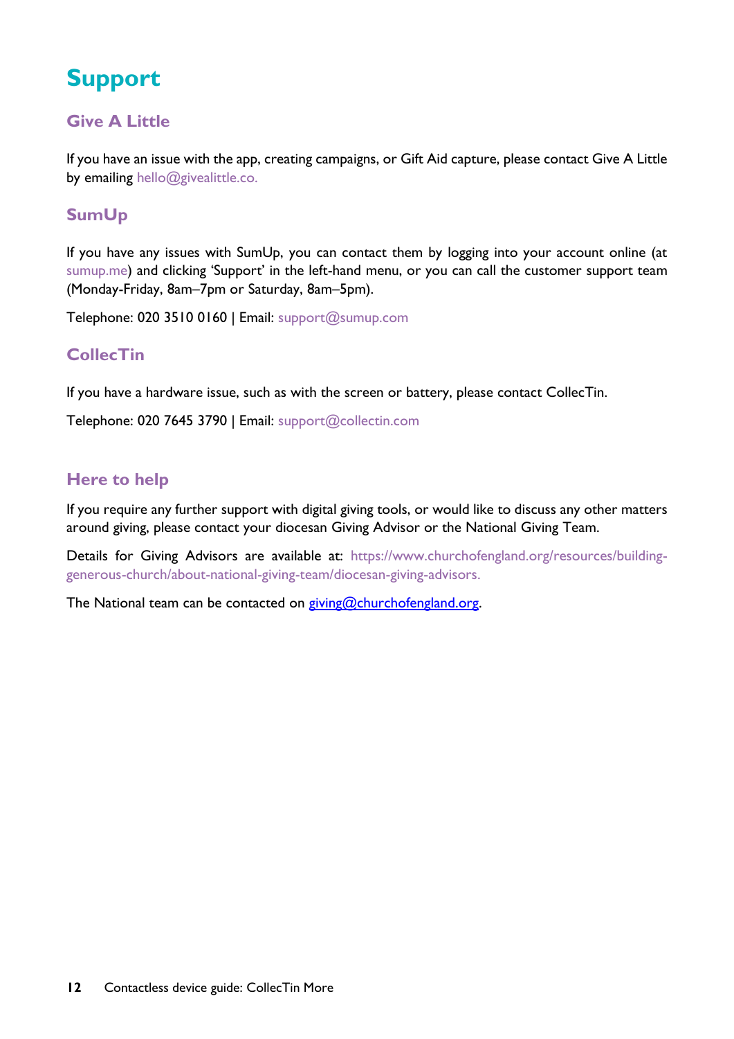# Support

## Give A Little

If you have an issue with the app, creating campaigns, or Gift Aid capture, please contact Give A Little by emailing hello@givealittle.co.

## SumUp

If you have any issues with SumUp, you can contact them by logging into your account online (at sumup.me) and clicking 'Support' in the left-hand menu, or you can call the customer support team (Monday-Friday, 8am–7pm or Saturday, 8am–5pm).

Telephone: 020 3510 0160 | Email: support@sumup.com

## CollecTin

If you have a hardware issue, such as with the screen or battery, please contact CollecTin.

Telephone: 020 7645 3790 | Email: support@collectin.com

## Here to help

If you require any further support with digital giving tools, or would like to discuss any other matters around giving, please contact your diocesan Giving Advisor or the National Giving Team.

Details for Giving Advisors are available at: https://www.churchofengland.org/resources/building-generous-church/about-national-giving-team/diocesan-giving-advisors.

The National team can be contacted on giving@churchofengland.org.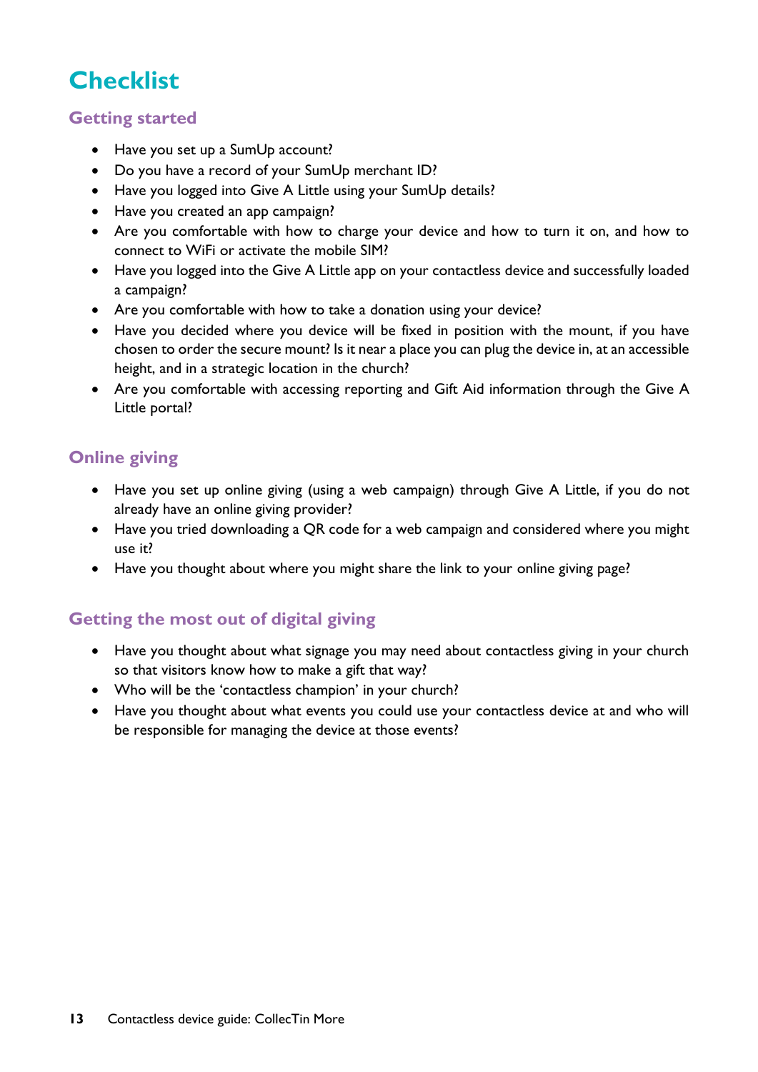# Checklist

## Getting started

- Have you set up a SumUp account?
- Do you have a record of your SumUp merchant ID?
- Have you logged into Give A Little using your SumUp details?
- Have you created an app campaign?
- Are you comfortable with how to charge your device and how to turn it on, and how to connect to WiFi or activate the mobile SIM?
- Have you logged into the Give A Little app on your contactless device and successfully loaded a campaign?
- Are you comfortable with how to take a donation using your device?
- Have you decided where you device will be fixed in position with the mount, if you have chosen to order the secure mount? Is it near a place you can plug the device in, at an accessible height, and in a strategic location in the church?
- Are you comfortable with accessing reporting and Gift Aid information through the Give A Little portal?

## Online giving

- Have you set up online giving (using a web campaign) through Give A Little, if you do not already have an online giving provider?
- Have you tried downloading a QR code for a web campaign and considered where you might use it?
- Have you thought about where you might share the link to your online giving page?

## Getting the most out of digital giving

- Have you thought about what signage you may need about contactless giving in your church so that visitors know how to make a gift that way?
- Who will be the 'contactless champion' in your church?
- Have you thought about what events you could use your contactless device at and who will be responsible for managing the device at those events?